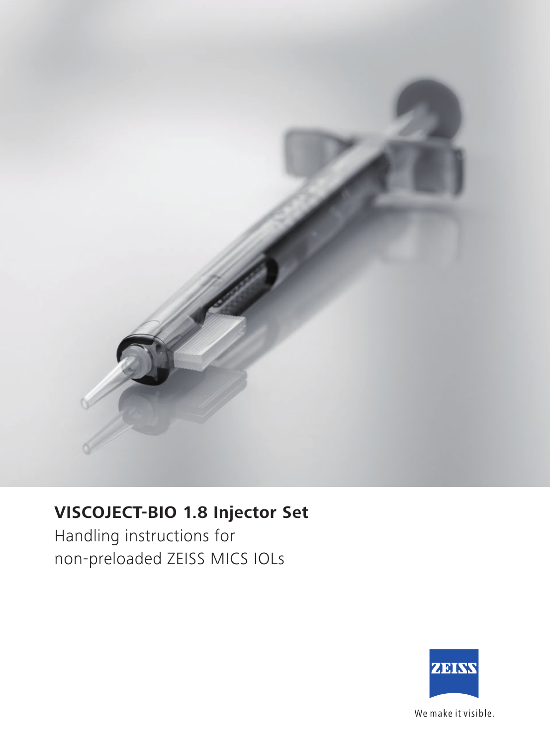# VISCOJECT-BIO 1.8 Injector Set

Handling instructions for non-preloaded ZEISS MICS IOLs

ZEISS

We make it visible.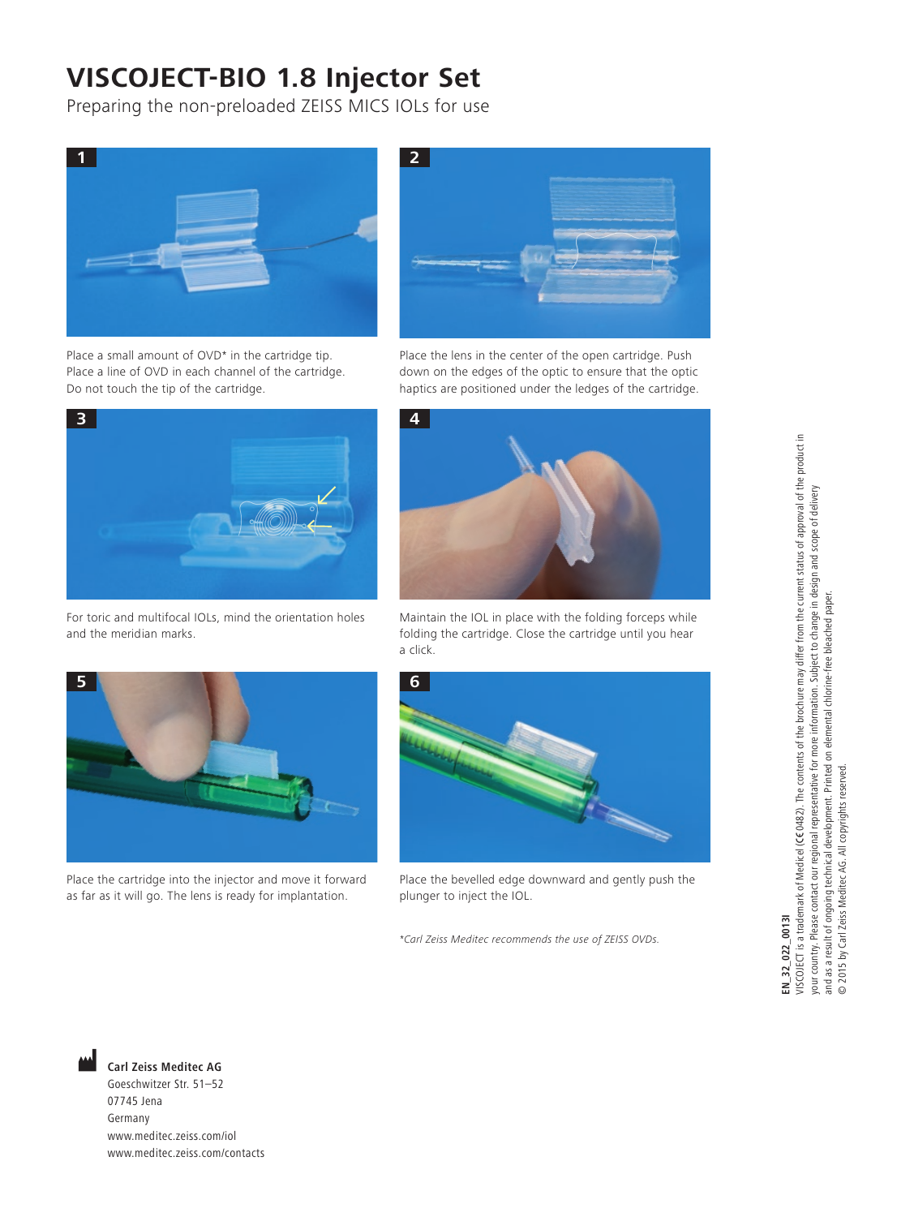# VISCOJECT-BIO 1.8 Injector Set

Preparing the non-preloaded ZEISS MICS IOLs for use

1

Place a small amount of OVD* in the cartridge tip. Place a line of OVD in each channel of the cartridge. Do not touch the tip of the cartridge.

2

Place the lens in the center of the open cartridge. Push down on the edges of the optic to ensure that the optic haptics are positioned under the ledges of the cartridge.

3

For toric and multifocal IOLs, mind the orientation holes and the meridian marks.

4

Maintain the IOL in place with the folding forceps while folding the cartridge. Close the cartridge until you hear a click.

5

Place the cartridge into the injector and move it forward as far as it will go. The lens is ready for implantation.

6

Place the bevelled edge downward and gently push the plunger to inject the IOL.

*Carl Zeiss Meditec recommends the use of ZEISS OVDs.*

**EN_32_022_0013I**

VISCOJECT is a trademark of Medicel (CE 0482). The contents of the brochure may differ from the current status of approval of the product in your country. Please contact our regional representative for more information. Subject to change in design and scope of delivery and as a result of ongoing technical development. Printed on elemental chlorine-free bleached paper.
© 2015 by Carl Zeiss Meditec AG. All copyrights reserved.

**Carl Zeiss Meditec AG**
Goeschwitzer Str. 51–52
07745 Jena
Germany
www.meditec.zeiss.com/iol
www.meditec.zeiss.com/contacts